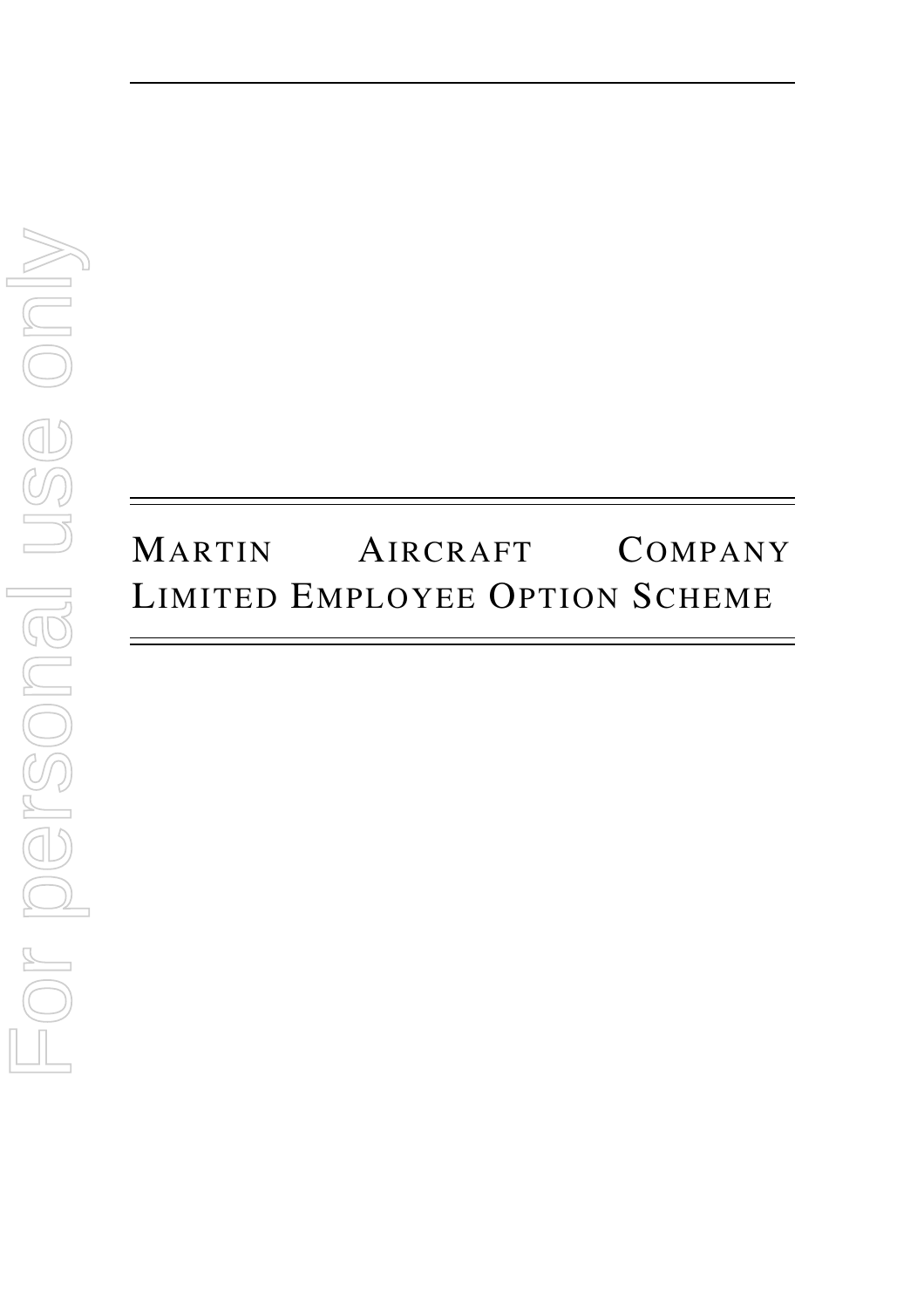# Martin Aircraft Company Limited Employee Option Scheme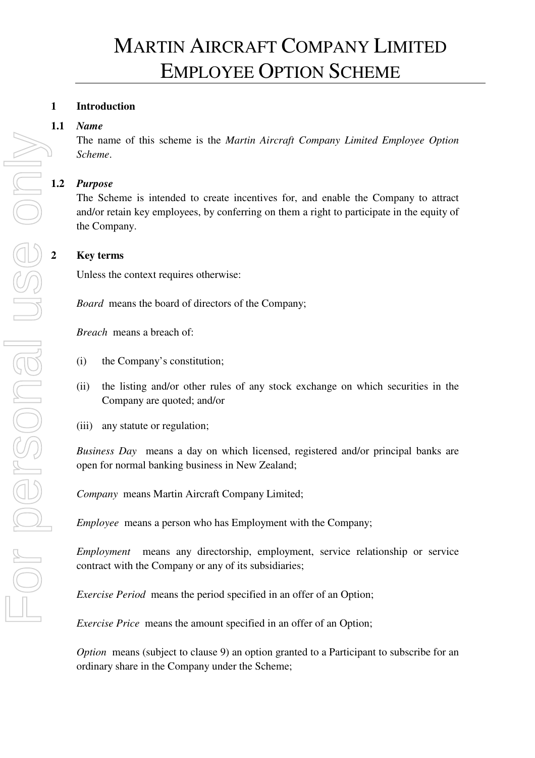# MARTIN AIRCRAFT COMPANY LIMITED EMPLOYEE OPTION SCHEME

## 1 Introduction

### 1.1 *Name*

The name of this scheme is the *Martin Aircraft Company Limited Employee Option Scheme*.

### 1.2 *Purpose*

The Scheme is intended to create incentives for, and enable the Company to attract and/or retain key employees, by conferring on them a right to participate in the equity of the Company.

## 2 Key terms

Unless the context requires otherwise:

*Board* means the board of directors of the Company;

*Breach* means a breach of:

(i) the Company's constitution;

(ii) the listing and/or other rules of any stock exchange on which securities in the Company are quoted; and/or

(iii) any statute or regulation;

*Business Day* means a day on which licensed, registered and/or principal banks are open for normal banking business in New Zealand;

*Company* means Martin Aircraft Company Limited;

*Employee* means a person who has Employment with the Company;

*Employment* means any directorship, employment, service relationship or service contract with the Company or any of its subsidiaries;

*Exercise Period* means the period specified in an offer of an Option;

*Exercise Price* means the amount specified in an offer of an Option;

*Option* means (subject to clause 9) an option granted to a Participant to subscribe for an ordinary share in the Company under the Scheme;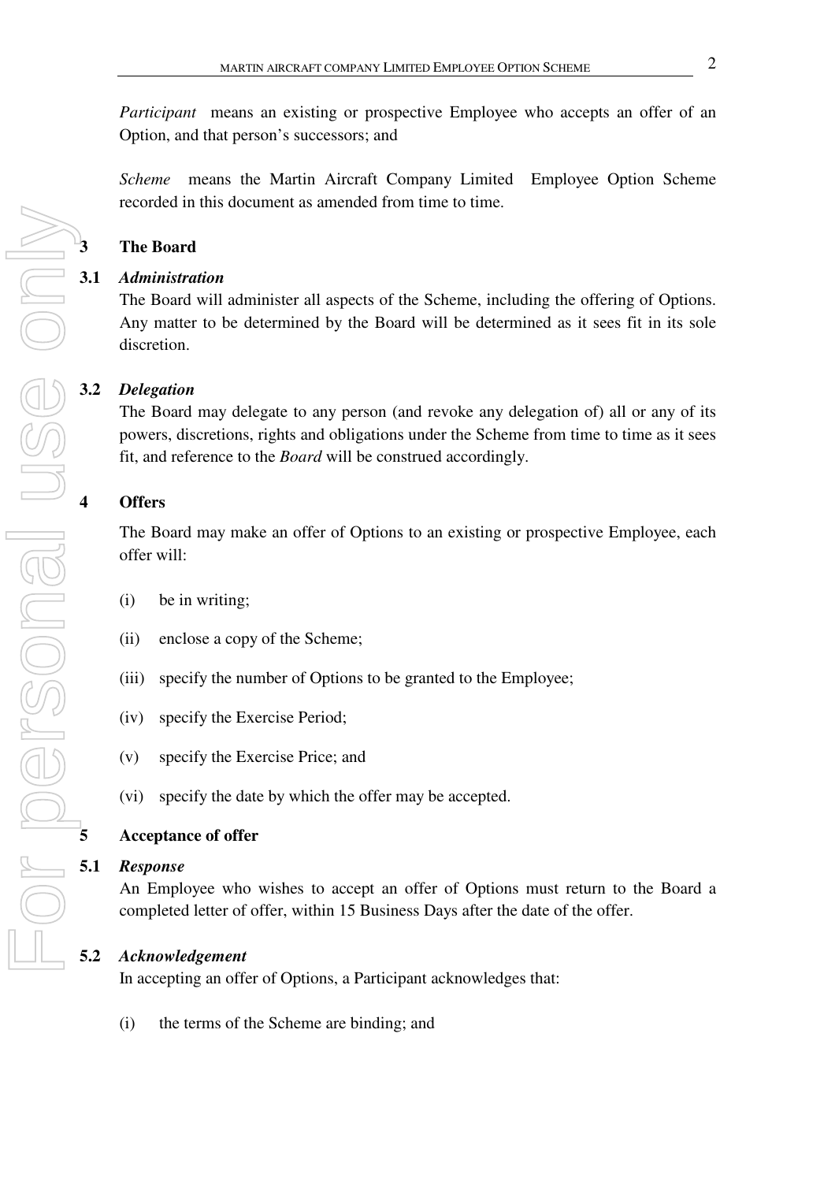*Participant* means an existing or prospective Employee who accepts an offer of an Option, and that person's successors; and

*Scheme* means the Martin Aircraft Company Limited Employee Option Scheme recorded in this document as amended from time to time.

## 3 The Board

### 3.1 *Administration*

The Board will administer all aspects of the Scheme, including the offering of Options. Any matter to be determined by the Board will be determined as it sees fit in its sole discretion.

### 3.2 *Delegation*

The Board may delegate to any person (and revoke any delegation of) all or any of its powers, discretions, rights and obligations under the Scheme from time to time as it sees fit, and reference to the *Board* will be construed accordingly.

## 4 Offers

The Board may make an offer of Options to an existing or prospective Employee, each offer will:

(i) be in writing;

(ii) enclose a copy of the Scheme;

(iii) specify the number of Options to be granted to the Employee;

(iv) specify the Exercise Period;

(v) specify the Exercise Price; and

(vi) specify the date by which the offer may be accepted.

## 5 Acceptance of offer

### 5.1 *Response*

An Employee who wishes to accept an offer of Options must return to the Board a completed letter of offer, within 15 Business Days after the date of the offer.

### 5.2 *Acknowledgement*

In accepting an offer of Options, a Participant acknowledges that:

(i) the terms of the Scheme are binding; and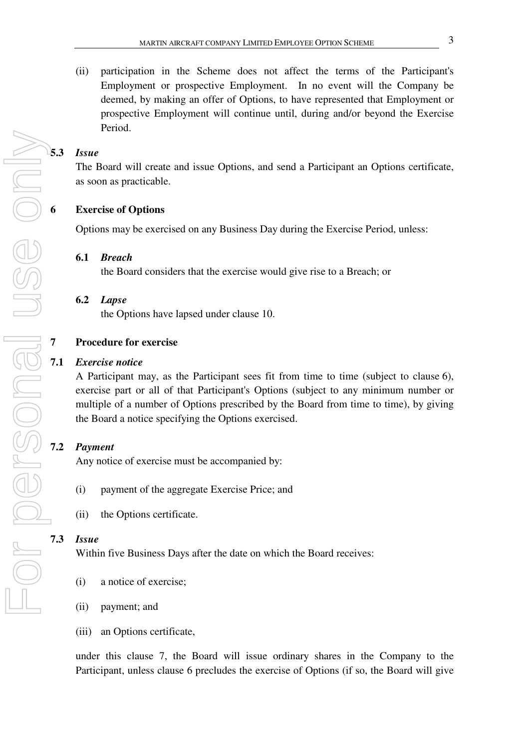(ii) participation in the Scheme does not affect the terms of the Participant's Employment or prospective Employment. In no event will the Company be deemed, by making an offer of Options, to have represented that Employment or prospective Employment will continue until, during and/or beyond the Exercise Period.

**5.3** ***Issue***

The Board will create and issue Options, and send a Participant an Options certificate, as soon as practicable.

## 6 Exercise of Options

Options may be exercised on any Business Day during the Exercise Period, unless:

**6.1** ***Breach***

the Board considers that the exercise would give rise to a Breach; or

**6.2** ***Lapse***

the Options have lapsed under clause 10.

## 7 Procedure for exercise

**7.1** ***Exercise notice***

A Participant may, as the Participant sees fit from time to time (subject to clause 6), exercise part or all of that Participant's Options (subject to any minimum number or multiple of a number of Options prescribed by the Board from time to time), by giving the Board a notice specifying the Options exercised.

**7.2** ***Payment***

Any notice of exercise must be accompanied by:

(i) payment of the aggregate Exercise Price; and

(ii) the Options certificate.

**7.3** ***Issue***

Within five Business Days after the date on which the Board receives:

(i) a notice of exercise;

(ii) payment; and

(iii) an Options certificate,

under this clause 7, the Board will issue ordinary shares in the Company to the Participant, unless clause 6 precludes the exercise of Options (if so, the Board will give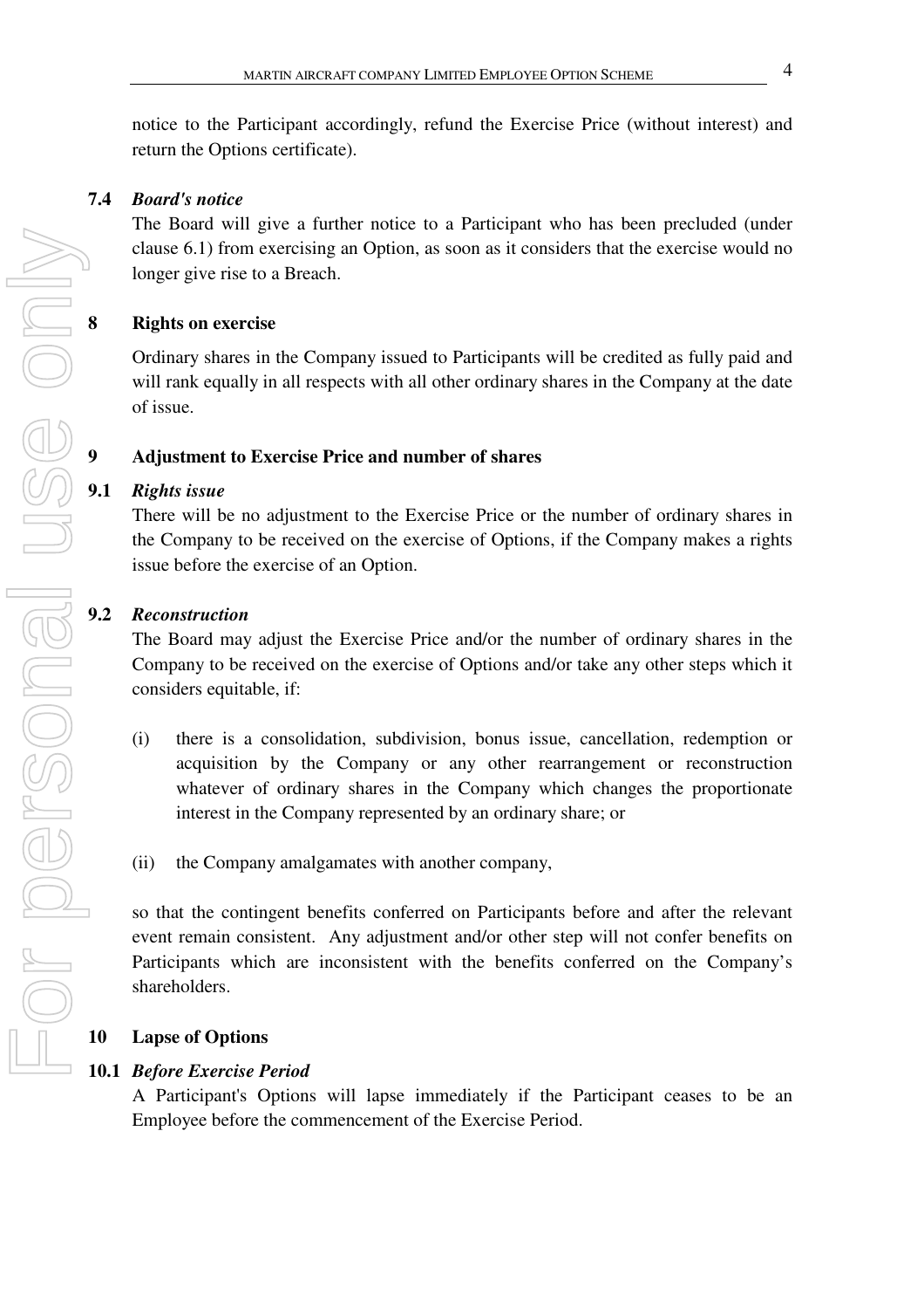notice to the Participant accordingly, refund the Exercise Price (without interest) and return the Options certificate).

**7.4** ***Board's notice***

The Board will give a further notice to a Participant who has been precluded (under clause 6.1) from exercising an Option, as soon as it considers that the exercise would no longer give rise to a Breach.

## 8 Rights on exercise

Ordinary shares in the Company issued to Participants will be credited as fully paid and will rank equally in all respects with all other ordinary shares in the Company at the date of issue.

## 9 Adjustment to Exercise Price and number of shares

**9.1** ***Rights issue***

There will be no adjustment to the Exercise Price or the number of ordinary shares in the Company to be received on the exercise of Options, if the Company makes a rights issue before the exercise of an Option.

**9.2** ***Reconstruction***

The Board may adjust the Exercise Price and/or the number of ordinary shares in the Company to be received on the exercise of Options and/or take any other steps which it considers equitable, if:

(i) there is a consolidation, subdivision, bonus issue, cancellation, redemption or acquisition by the Company or any other rearrangement or reconstruction whatever of ordinary shares in the Company which changes the proportionate interest in the Company represented by an ordinary share; or

(ii) the Company amalgamates with another company,

so that the contingent benefits conferred on Participants before and after the relevant event remain consistent. Any adjustment and/or other step will not confer benefits on Participants which are inconsistent with the benefits conferred on the Company's shareholders.

## 10 Lapse of Options

**10.1** ***Before Exercise Period***

A Participant's Options will lapse immediately if the Participant ceases to be an Employee before the commencement of the Exercise Period.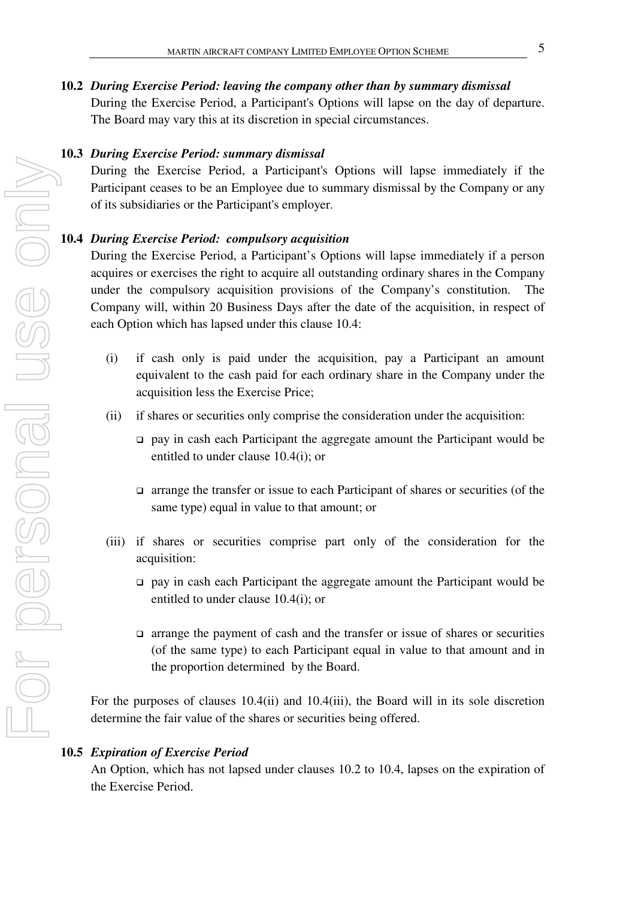**10.2** ***During Exercise Period: leaving the company other than by summary dismissal***

During the Exercise Period, a Participant's Options will lapse on the day of departure. The Board may vary this at its discretion in special circumstances.

**10.3** ***During Exercise Period: summary dismissal***

During the Exercise Period, a Participant's Options will lapse immediately if the Participant ceases to be an Employee due to summary dismissal by the Company or any of its subsidiaries or the Participant's employer.

**10.4** ***During Exercise Period: compulsory acquisition***

During the Exercise Period, a Participant's Options will lapse immediately if a person acquires or exercises the right to acquire all outstanding ordinary shares in the Company under the compulsory acquisition provisions of the Company's constitution. The Company will, within 20 Business Days after the date of the acquisition, in respect of each Option which has lapsed under this clause 10.4:

(i) if cash only is paid under the acquisition, pay a Participant an amount equivalent to the cash paid for each ordinary share in the Company under the acquisition less the Exercise Price;

(ii) if shares or securities only comprise the consideration under the acquisition:

- pay in cash each Participant the aggregate amount the Participant would be entitled to under clause 10.4(i); or
- arrange the transfer or issue to each Participant of shares or securities (of the same type) equal in value to that amount; or

(iii) if shares or securities comprise part only of the consideration for the acquisition:

- pay in cash each Participant the aggregate amount the Participant would be entitled to under clause 10.4(i); or
- arrange the payment of cash and the transfer or issue of shares or securities (of the same type) to each Participant equal in value to that amount and in the proportion determined by the Board.

For the purposes of clauses 10.4(ii) and 10.4(iii), the Board will in its sole discretion determine the fair value of the shares or securities being offered.

**10.5** ***Expiration of Exercise Period***

An Option, which has not lapsed under clauses 10.2 to 10.4, lapses on the expiration of the Exercise Period.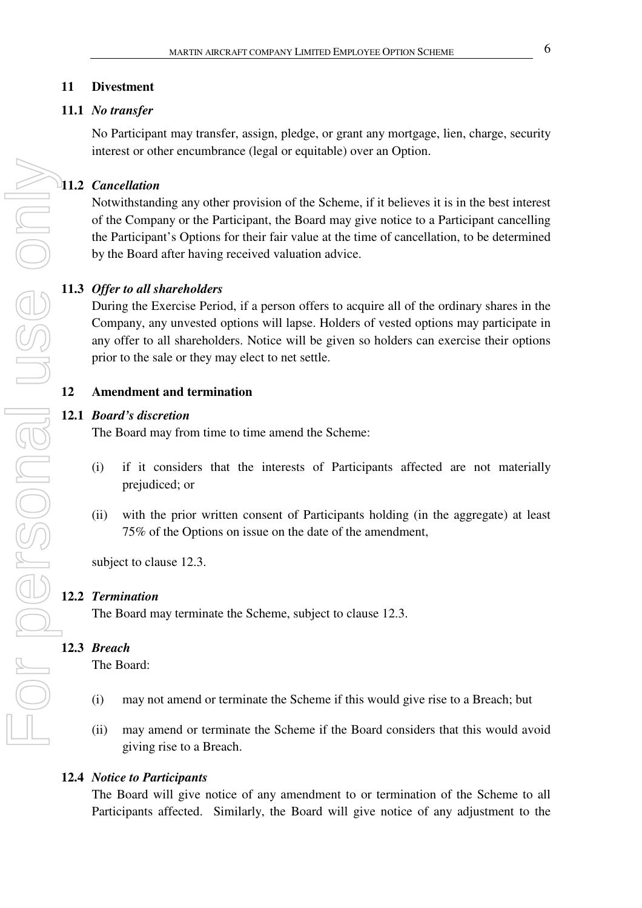## 11 Divestment

### 11.1 *No transfer*

No Participant may transfer, assign, pledge, or grant any mortgage, lien, charge, security interest or other encumbrance (legal or equitable) over an Option.

### 11.2 *Cancellation*

Notwithstanding any other provision of the Scheme, if it believes it is in the best interest of the Company or the Participant, the Board may give notice to a Participant cancelling the Participant's Options for their fair value at the time of cancellation, to be determined by the Board after having received valuation advice.

### 11.3 *Offer to all shareholders*

During the Exercise Period, if a person offers to acquire all of the ordinary shares in the Company, any unvested options will lapse. Holders of vested options may participate in any offer to all shareholders. Notice will be given so holders can exercise their options prior to the sale or they may elect to net settle.

## 12 Amendment and termination

### 12.1 *Board's discretion*

The Board may from time to time amend the Scheme:

(i) if it considers that the interests of Participants affected are not materially prejudiced; or

(ii) with the prior written consent of Participants holding (in the aggregate) at least 75% of the Options on issue on the date of the amendment,

subject to clause 12.3.

### 12.2 *Termination*

The Board may terminate the Scheme, subject to clause 12.3.

### 12.3 *Breach*

The Board:

(i) may not amend or terminate the Scheme if this would give rise to a Breach; but

(ii) may amend or terminate the Scheme if the Board considers that this would avoid giving rise to a Breach.

### 12.4 *Notice to Participants*

The Board will give notice of any amendment to or termination of the Scheme to all Participants affected. Similarly, the Board will give notice of any adjustment to the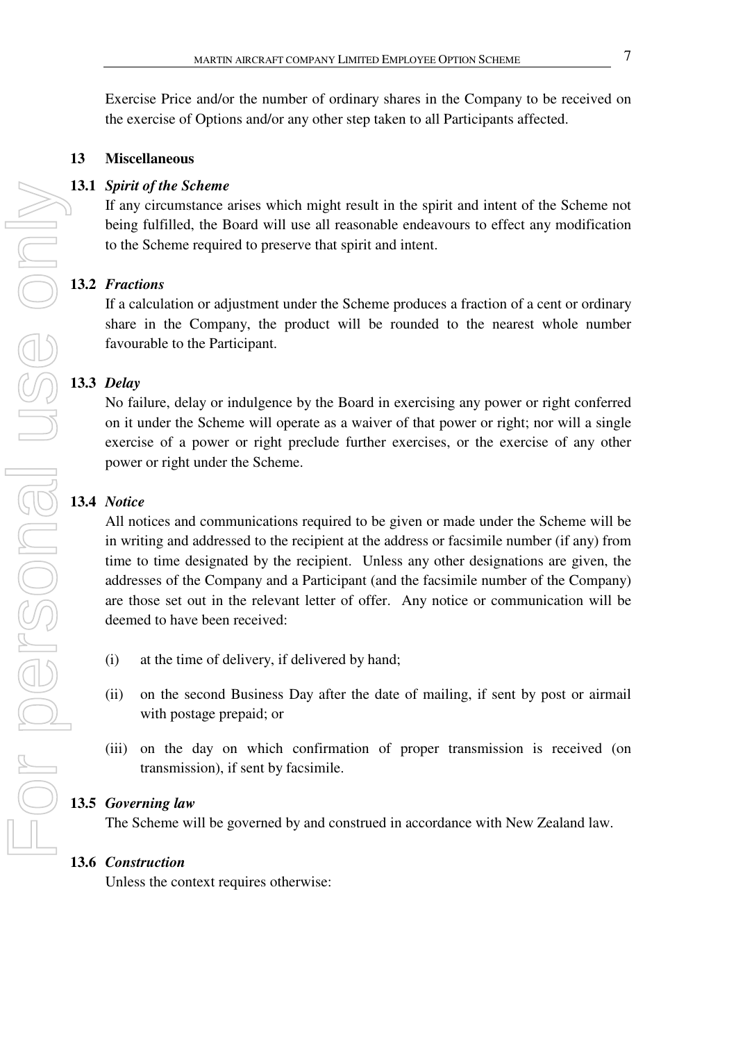Exercise Price and/or the number of ordinary shares in the Company to be received on the exercise of Options and/or any other step taken to all Participants affected.

## 13 Miscellaneous

### 13.1 *Spirit of the Scheme*

If any circumstance arises which might result in the spirit and intent of the Scheme not being fulfilled, the Board will use all reasonable endeavours to effect any modification to the Scheme required to preserve that spirit and intent.

### 13.2 *Fractions*

If a calculation or adjustment under the Scheme produces a fraction of a cent or ordinary share in the Company, the product will be rounded to the nearest whole number favourable to the Participant.

### 13.3 *Delay*

No failure, delay or indulgence by the Board in exercising any power or right conferred on it under the Scheme will operate as a waiver of that power or right; nor will a single exercise of a power or right preclude further exercises, or the exercise of any other power or right under the Scheme.

### 13.4 *Notice*

All notices and communications required to be given or made under the Scheme will be in writing and addressed to the recipient at the address or facsimile number (if any) from time to time designated by the recipient. Unless any other designations are given, the addresses of the Company and a Participant (and the facsimile number of the Company) are those set out in the relevant letter of offer. Any notice or communication will be deemed to have been received:

(i) at the time of delivery, if delivered by hand;

(ii) on the second Business Day after the date of mailing, if sent by post or airmail with postage prepaid; or

(iii) on the day on which confirmation of proper transmission is received (on transmission), if sent by facsimile.

### 13.5 *Governing law*

The Scheme will be governed by and construed in accordance with New Zealand law.

### 13.6 *Construction*

Unless the context requires otherwise: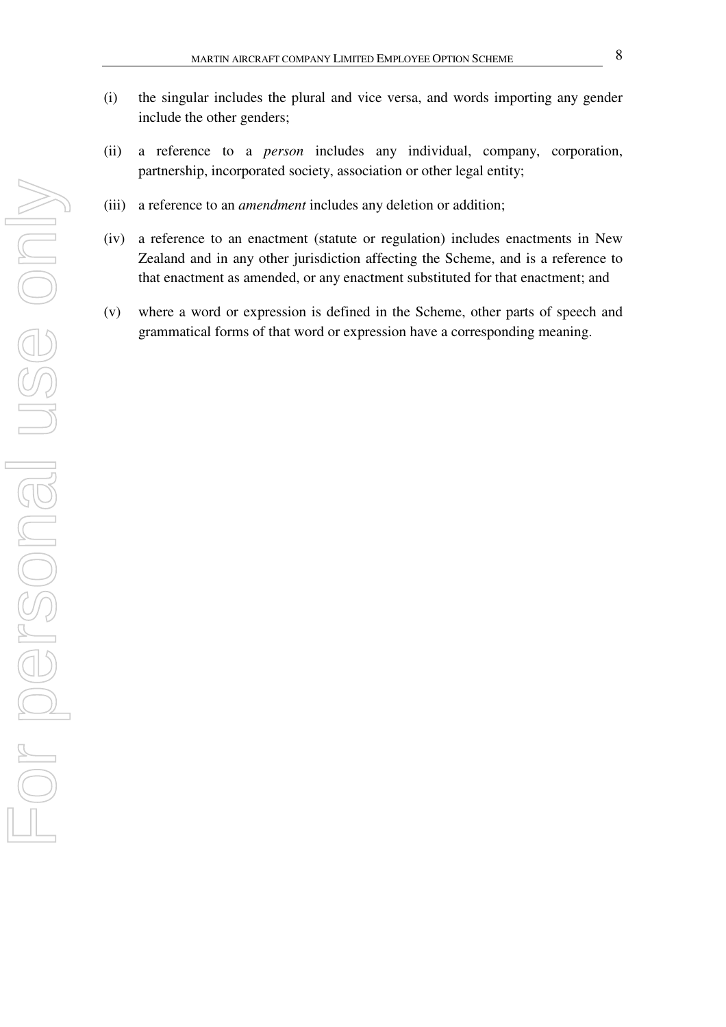(i) the singular includes the plural and vice versa, and words importing any gender include the other genders;

(ii) a reference to a *person* includes any individual, company, corporation, partnership, incorporated society, association or other legal entity;

(iii) a reference to an *amendment* includes any deletion or addition;

(iv) a reference to an enactment (statute or regulation) includes enactments in New Zealand and in any other jurisdiction affecting the Scheme, and is a reference to that enactment as amended, or any enactment substituted for that enactment; and

(v) where a word or expression is defined in the Scheme, other parts of speech and grammatical forms of that word or expression have a corresponding meaning.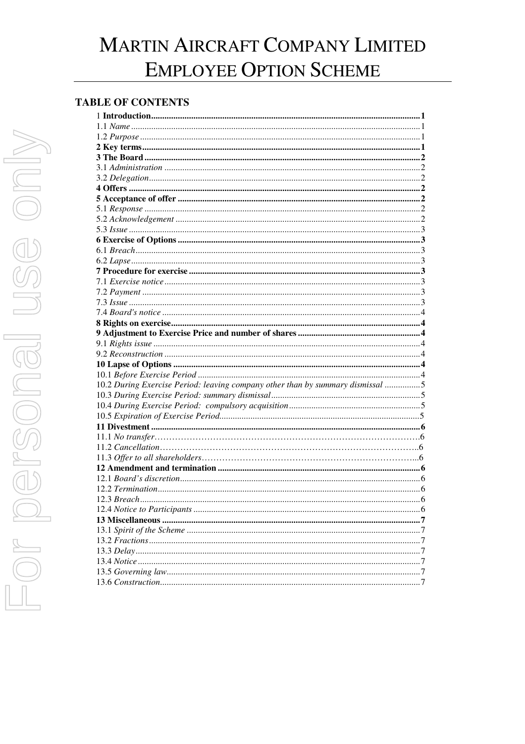# Martin Aircraft Company Limited Employee Option Scheme

## TABLE OF CONTENTS

**1 Introduction** .......... **1**
1.1 *Name* .......... 1
1.2 *Purpose* .......... 1
**2 Key terms** .......... **1**
**3 The Board** .......... **2**
3.1 *Administration* .......... 2
3.2 *Delegation* .......... 2
**4 Offers** .......... **2**
**5 Acceptance of offer** .......... **2**
5.1 *Response* .......... 2
5.2 *Acknowledgement* .......... 2
5.3 *Issue* .......... 3
**6 Exercise of Options** .......... **3**
6.1 *Breach* .......... 3
6.2 *Lapse* .......... 3
**7 Procedure for exercise** .......... **3**
7.1 *Exercise notice* .......... 3
7.2 *Payment* .......... 3
7.3 *Issue* .......... 3
7.4 *Board's notice* .......... 4
**8 Rights on exercise** .......... **4**
**9 Adjustment to Exercise Price and number of shares** .......... **4**
9.1 *Rights issue* .......... 4
9.2 *Reconstruction* .......... 4
**10 Lapse of Options** .......... **4**
10.1 *Before Exercise Period* .......... 4
10.2 *During Exercise Period: leaving company other than by summary dismissal* .......... 5
10.3 *During Exercise Period: summary dismissal* .......... 5
10.4 *During Exercise Period: compulsory acquisition* .......... 5
10.5 *Expiration of Exercise Period* .......... 5
**11 Divestment** .......... **6**
11.1 *No transfer* .......... 6
11.2 *Cancellation* .......... 6
11.3 *Offer to all shareholders* .......... 6
**12 Amendment and termination** .......... **6**
12.1 *Board's discretion* .......... 6
12.2 *Termination* .......... 6
12.3 *Breach* .......... 6
12.4 *Notice to Participants* .......... 6
**13 Miscellaneous** .......... **7**
13.1 *Spirit of the Scheme* .......... 7
13.2 *Fractions* .......... 7
13.3 *Delay* .......... 7
13.4 *Notice* .......... 7
13.5 *Governing law* .......... 7
13.6 *Construction* .......... 7